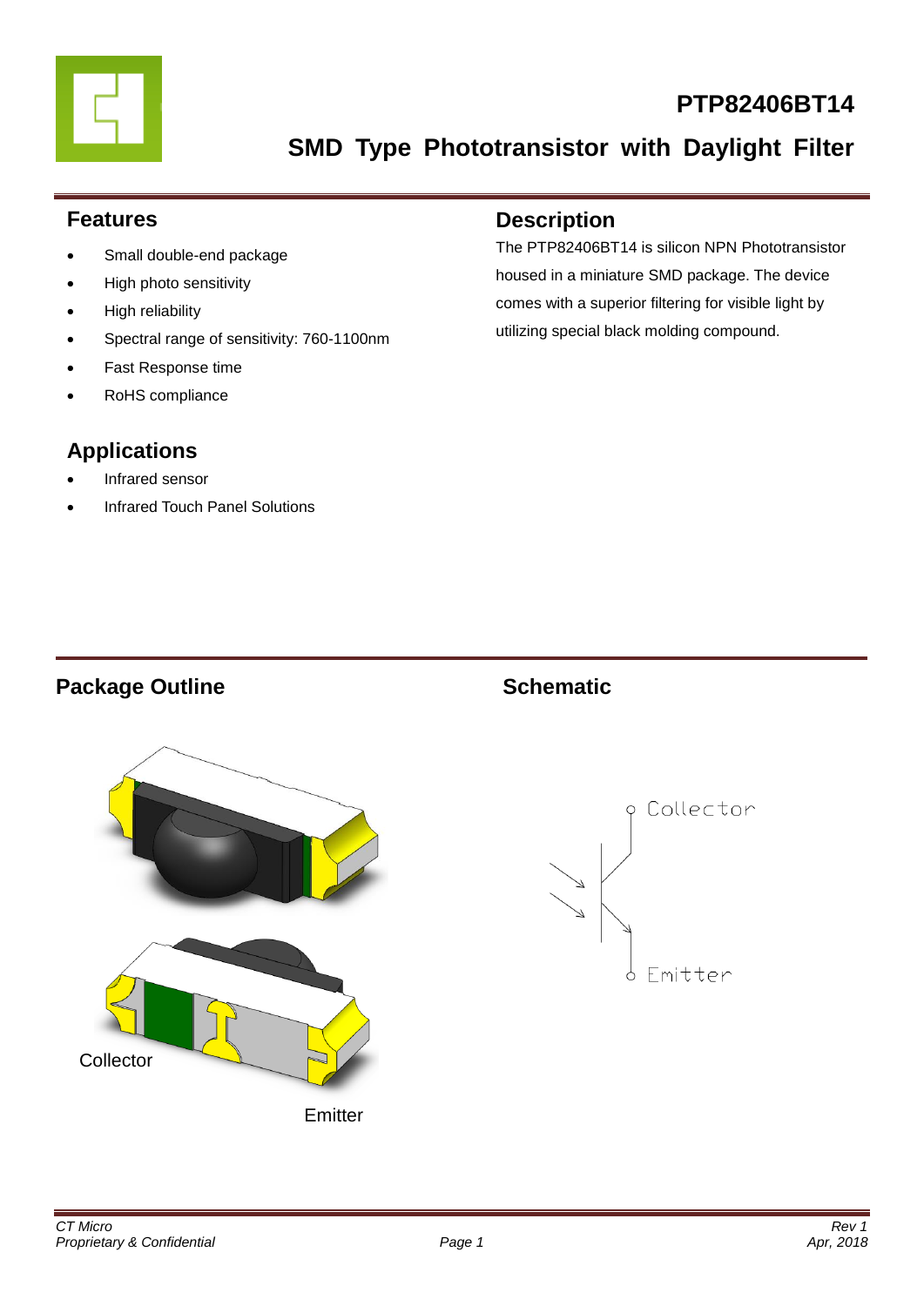# PTP82406BT14

## SMD Type Phototransistor with Daylight Filter

## Features

- Small double-end package
- High photo sensitivity
- High reliability
- Spectral range of sensitivity: 760-1100nm
- Fast Response time
- RoHS compliance

## Description

The PTP82406BT14 is silicon NPN Phototransistor housed in a miniature SMD package. The device comes with a superior filtering for visible light by utilizing special black molding compound.

## Applications

- Infrared sensor
- Infrared Touch Panel Solutions

## Package Outline

Collector

Emitter

## Schematic

Collector

Emitter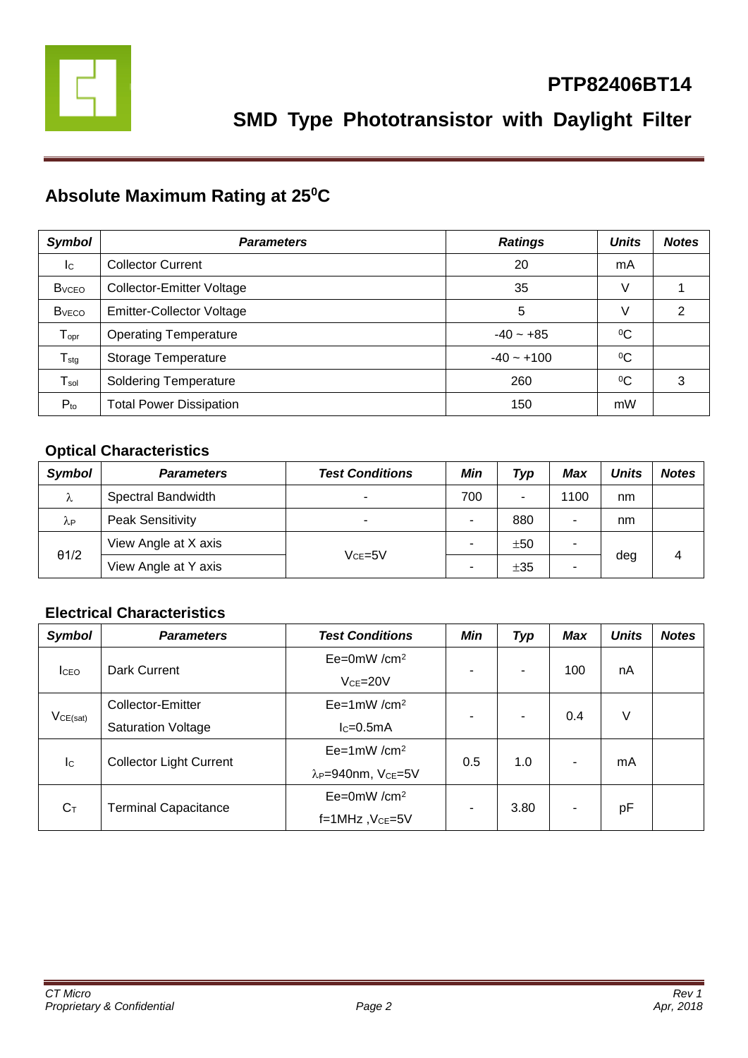# PTP82406BT14

## SMD Type Phototransistor with Daylight Filter

## Absolute Maximum Rating at 25⁰C

| *Symbol* | *Parameters* | *Ratings* | *Units* | *Notes* |
|---|---|---|---|---|
| $I_C$ | Collector Current | 20 | mA | |
| $B_{VCEO}$ | Collector-Emitter Voltage | 35 | V | 1 |
| $B_{VECO}$ | Emitter-Collector Voltage | 5 | V | 2 |
| $T_{opr}$ | Operating Temperature | -40 ~ +85 | ⁰C | |
| $T_{stg}$ | Storage Temperature | -40 ~ +100 | ⁰C | |
| $T_{sol}$ | Soldering Temperature | 260 | ⁰C | 3 |
| $P_{to}$ | Total Power Dissipation | 150 | mW | |

### Optical Characteristics

| *Symbol* | *Parameters* | *Test Conditions* | *Min* | *Typ* | *Max* | *Units* | *Notes* |
|---|---|---|---|---|---|---|---|
| $\lambda$ | Spectral Bandwidth | - | 700 | - | 1100 | nm | |
| $\lambda_P$ | Peak Sensitivity | - | - | 880 | - | nm | |
| θ1/2 | View Angle at X axis | $V_{CE}$=5V | - | ±50 | - | deg | 4 |
| | View Angle at Y axis | | - | ±35 | - | | |

### Electrical Characteristics

| *Symbol* | *Parameters* | *Test Conditions* | *Min* | *Typ* | *Max* | *Units* | *Notes* |
|---|---|---|---|---|---|---|---|
| $I_{CEO}$ | Dark Current | Ee=0mW /cm² $V_{CE}$=20V | - | - | 100 | nA | |
| $V_{CE(sat)}$ | Collector-Emitter Saturation Voltage | Ee=1mW /cm² $I_C$=0.5mA | - | - | 0.4 | V | |
| $I_C$ | Collector Light Current | Ee=1mW /cm² $\lambda_P$=940nm, $V_{CE}$=5V | 0.5 | 1.0 | - | mA | |
| $C_T$ | Terminal Capacitance | Ee=0mW /cm² f=1MHz ,$V_{CE}$=5V | - | 3.80 | - | pF | |

*CT Micro*
*Proprietary & Confidential*

*Rev 1*
*Apr, 2018*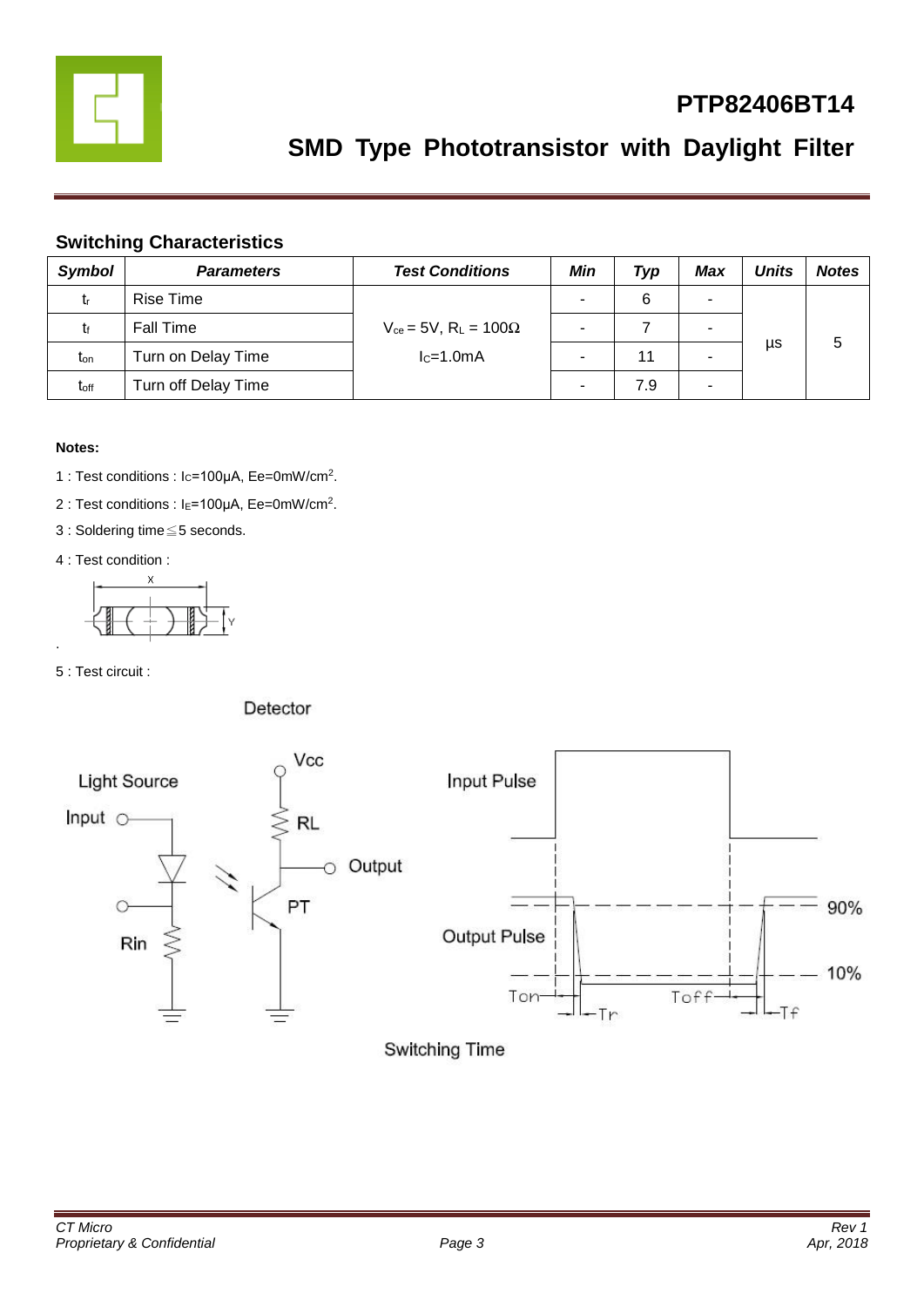## PTP82406BT14

## SMD Type Phototransistor with Daylight Filter

### Switching Characteristics

| Symbol | Parameters | Test Conditions | Min | Typ | Max | Units | Notes |
|---|---|---|---|---|---|---|---|
| $t_r$ | Rise Time | $V_{ce}$ = 5V, $R_L$ = 100Ω<br>$I_C$=1.0mA | - | 6 | - | µs | 5 |
| $t_f$ | Fall Time | | - | 7 | - | | |
| $t_{on}$ | Turn on Delay Time | | - | 11 | - | | |
| $t_{off}$ | Turn off Delay Time | | - | 7.9 | - | | |

**Notes:**

1 : Test conditions : $I_C$=100µA, Ee=0mW/cm$^2$.

2 : Test conditions : $I_E$=100µA, Ee=0mW/cm$^2$.

3 : Soldering time≦5 seconds.

4 : Test condition :

5 : Test circuit :

Detector

Light Source

Input

Rin

Vcc

RL

Output

PT

Input Pulse

Output Pulse

90%

10%

Ton

Tr

Toff

Tf

Switching Time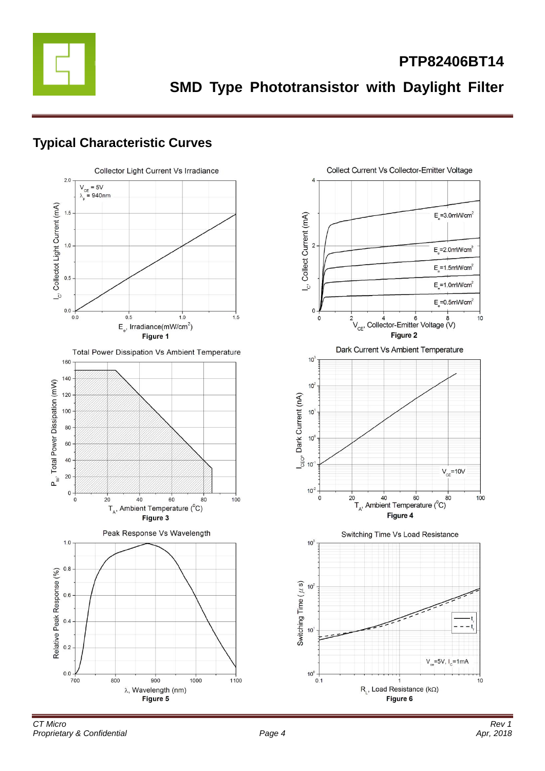## Typical Characteristic Curves

Collector Light Current Vs Irradiance

**Figure 1**

Collect Current Vs Collector-Emitter Voltage

**Figure 2**

Total Power Dissipation Vs Ambient Temperature

**Figure 3**

Dark Current Vs Ambient Temperature

**Figure 4**

Peak Response Vs Wavelength

**Figure 5**

Switching Time Vs Load Resistance

**Figure 6**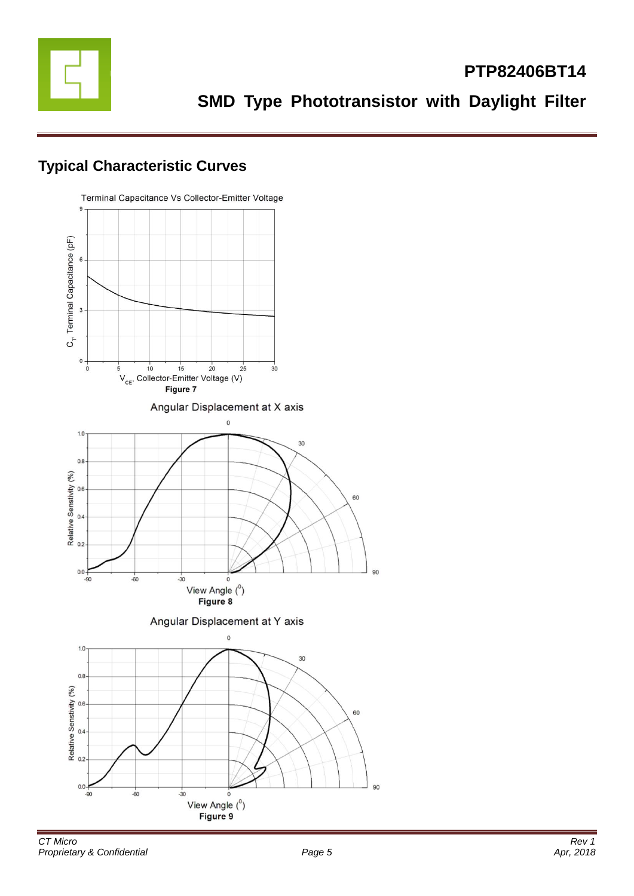## Typical Characteristic Curves

Terminal Capacitance Vs Collector-Emitter Voltage

Figure 7

Angular Displacement at X axis

Figure 8

Angular Displacement at Y axis

Figure 9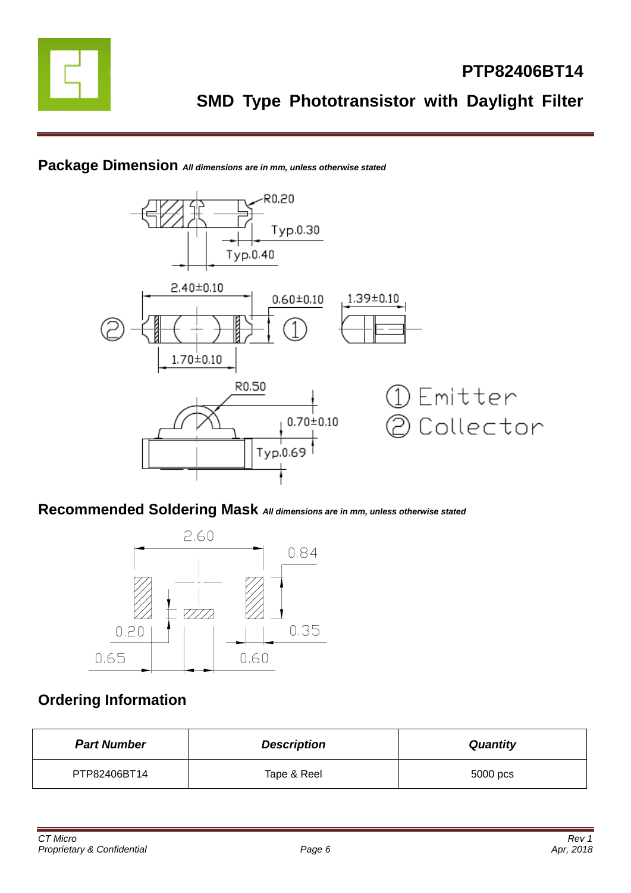# PTP82406BT14

## SMD Type Phototransistor with Daylight Filter

## Package Dimension *All dimensions are in mm, unless otherwise stated*

R0.20

Typ.0.30

Typ.0.40

2.40±0.10

0.60±0.10

1.39±0.10

② ①

1.70±0.10

R0.50

0.70±0.10

Typ.0.69

① Emitter
② Collector

## Recommended Soldering Mask *All dimensions are in mm, unless otherwise stated*

2.60

0.84

0.20

0.35

0.65

0.60

## Ordering Information

| ***Part Number*** | ***Description*** | ***Quantity*** |
|---|---|---|
| PTP82406BT14 | Tape & Reel | 5000 pcs |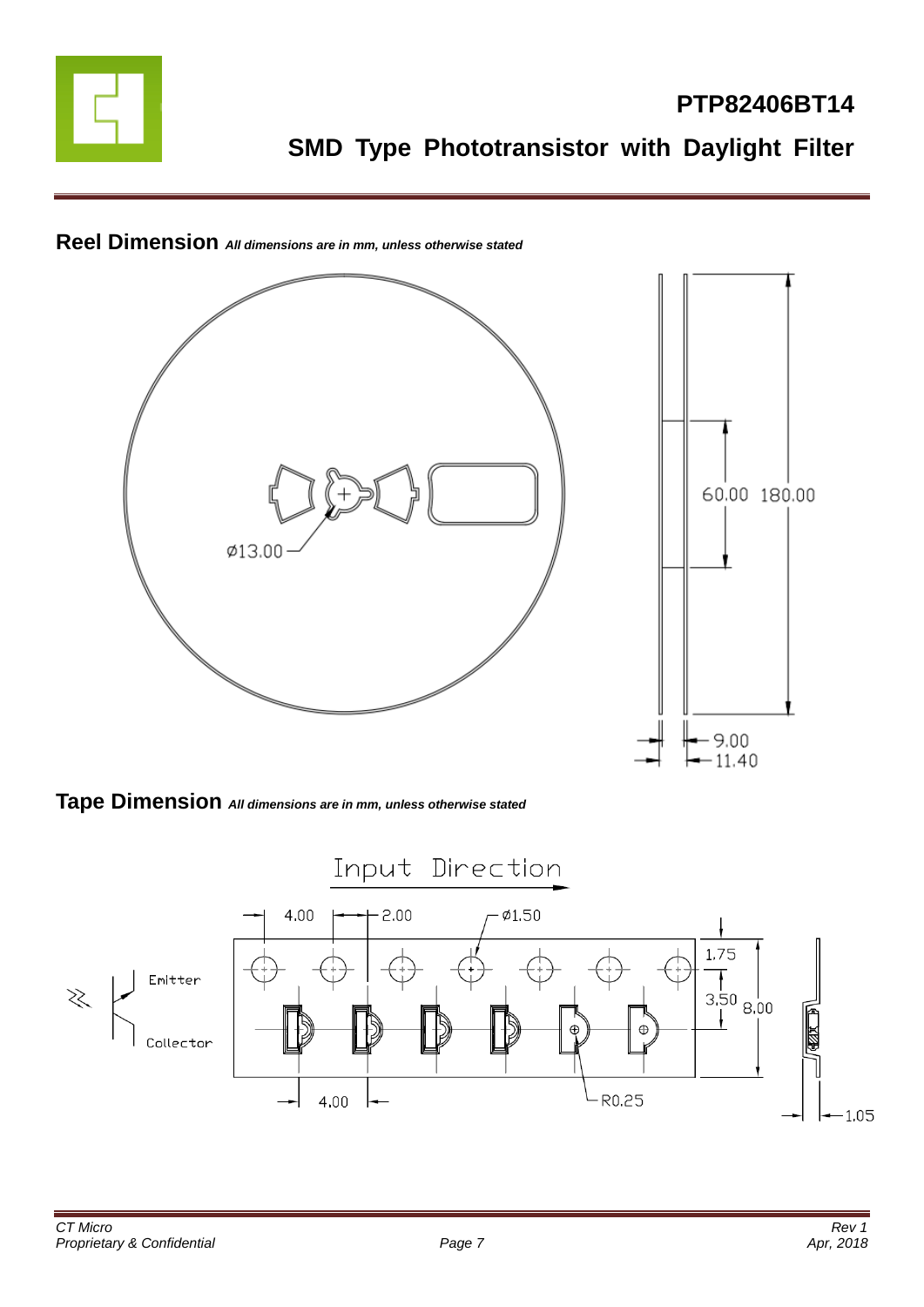## Reel Dimension *All dimensions are in mm, unless otherwise stated*

Ø13.00

60.00 180.00

9.00

11.40

## Tape Dimension *All dimensions are in mm, unless otherwise stated*

Input Direction

4.00 2.00 Ø1.50

1.75

3.50 8.00

Emitter

Collector

4.00

R0.25

1.05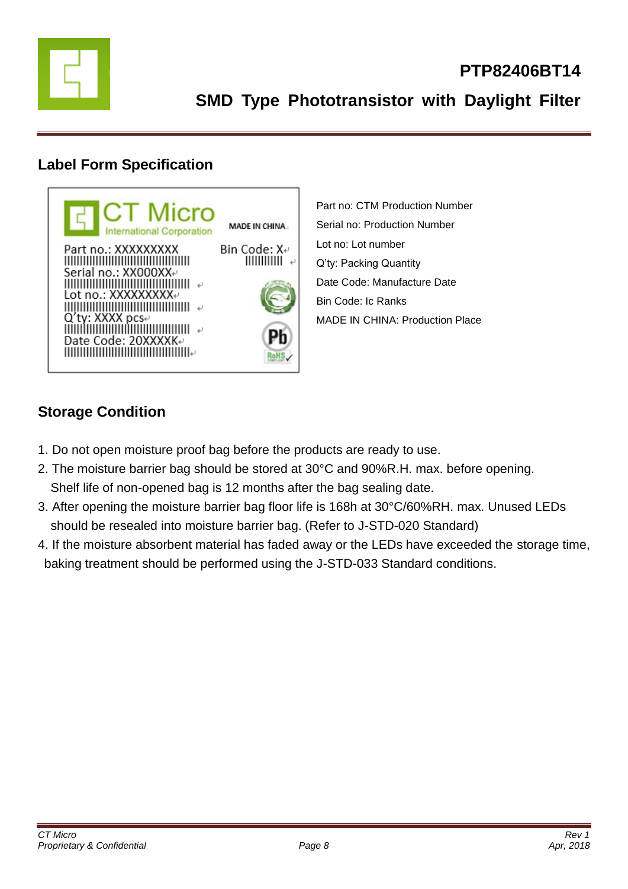## Label Form Specification

Part no: CTM Production Number

Serial no: Production Number

Lot no: Lot number

Q'ty: Packing Quantity

Date Code: Manufacture Date

Bin Code: Ic Ranks

MADE IN CHINA: Production Place

## Storage Condition

1. Do not open moisture proof bag before the products are ready to use.
2. The moisture barrier bag should be stored at 30°C and 90%R.H. max. before opening. Shelf life of non-opened bag is 12 months after the bag sealing date.
3. After opening the moisture barrier bag floor life is 168h at 30°C/60%RH. max. Unused LEDs should be resealed into moisture barrier bag. (Refer to J-STD-020 Standard)
4. If the moisture absorbent material has faded away or the LEDs have exceeded the storage time, baking treatment should be performed using the J-STD-033 Standard conditions.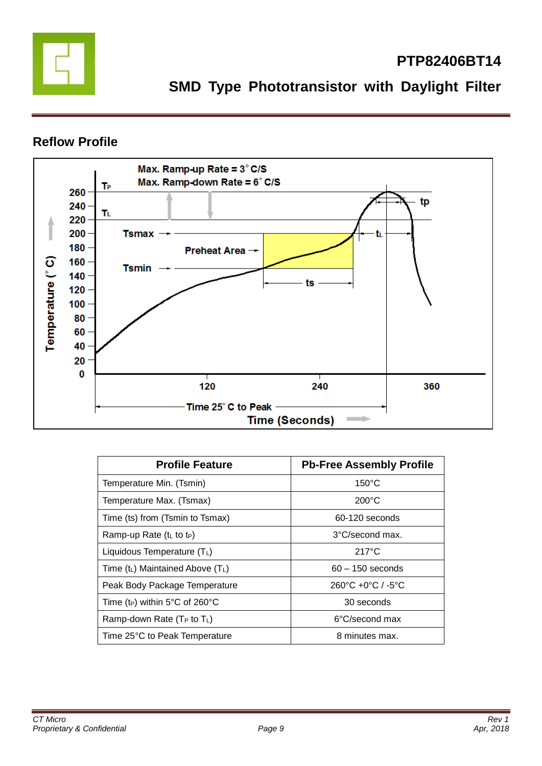## Reflow Profile

| Profile Feature | Pb-Free Assembly Profile |
|---|---|
| Temperature Min. (Tsmin) | 150°C |
| Temperature Max. (Tsmax) | 200°C |
| Time (ts) from (Tsmin to Tsmax) | 60-120 seconds |
| Ramp-up Rate ($t_L$ to $t_P$) | 3°C/second max. |
| Liquidous Temperature ($T_L$) | 217°C |
| Time ($t_L$) Maintained Above ($T_L$) | 60 – 150 seconds |
| Peak Body Package Temperature | 260°C +0°C / -5°C |
| Time ($t_P$) within 5°C of 260°C | 30 seconds |
| Ramp-down Rate ($T_P$ to $T_L$) | 6°C/second max |
| Time 25°C to Peak Temperature | 8 minutes max. |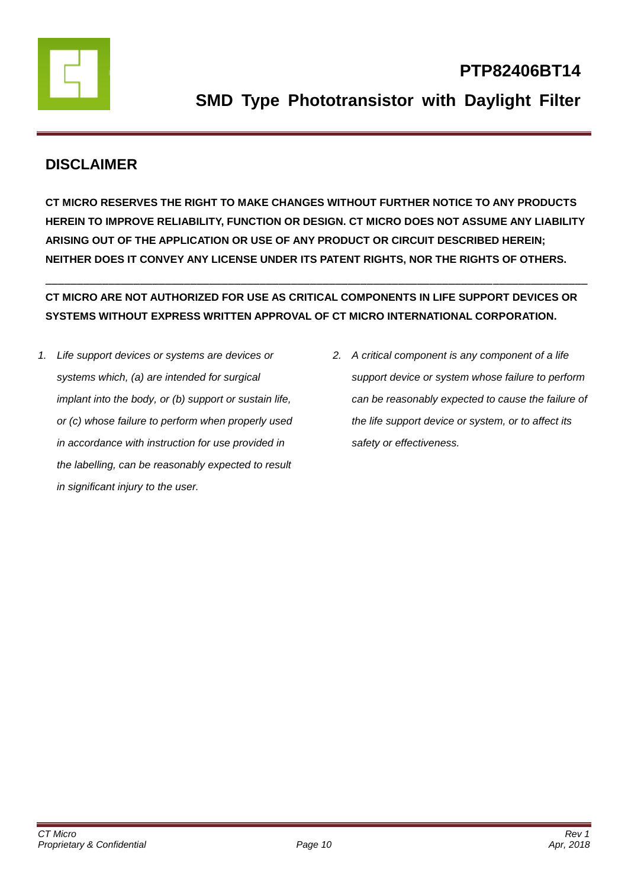## DISCLAIMER

**CT MICRO RESERVES THE RIGHT TO MAKE CHANGES WITHOUT FURTHER NOTICE TO ANY PRODUCTS HEREIN TO IMPROVE RELIABILITY, FUNCTION OR DESIGN. CT MICRO DOES NOT ASSUME ANY LIABILITY ARISING OUT OF THE APPLICATION OR USE OF ANY PRODUCT OR CIRCUIT DESCRIBED HEREIN; NEITHER DOES IT CONVEY ANY LICENSE UNDER ITS PATENT RIGHTS, NOR THE RIGHTS OF OTHERS.**

---

**CT MICRO ARE NOT AUTHORIZED FOR USE AS CRITICAL COMPONENTS IN LIFE SUPPORT DEVICES OR SYSTEMS WITHOUT EXPRESS WRITTEN APPROVAL OF CT MICRO INTERNATIONAL CORPORATION.**

1. *Life support devices or systems are devices or systems which, (a) are intended for surgical implant into the body, or (b) support or sustain life, or (c) whose failure to perform when properly used in accordance with instruction for use provided in the labelling, can be reasonably expected to result in significant injury to the user.*
2. *A critical component is any component of a life support device or system whose failure to perform can be reasonably expected to cause the failure of the life support device or system, or to affect its safety or effectiveness.*